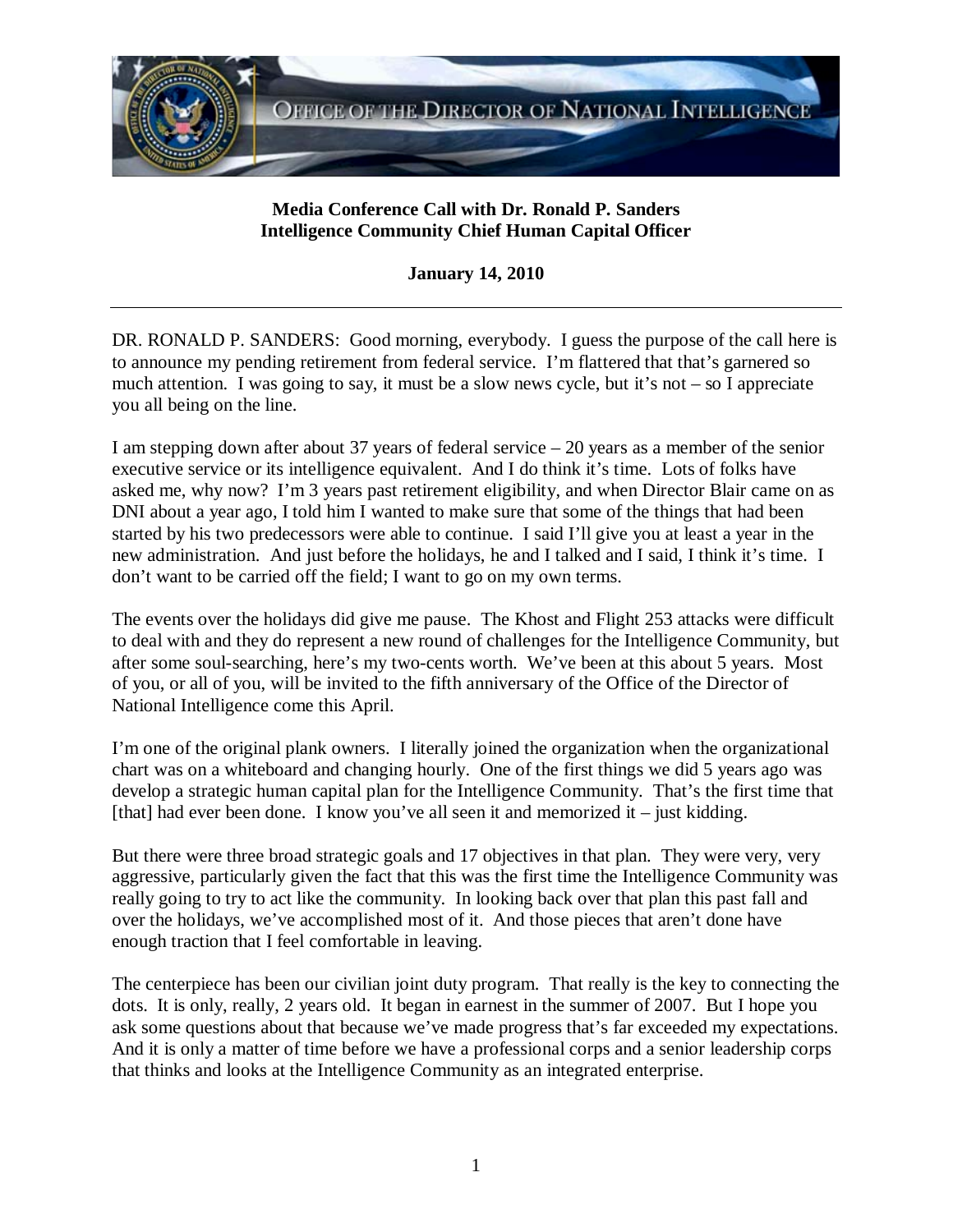OFFICE OF THE DIRECTOR OF NATIONAL INTELLIGENCE

**Media Conference Call with Dr. Ronald P. Sanders**
**Intelligence Community Chief Human Capital Officer**

**January 14, 2010**

---

DR. RONALD P. SANDERS: Good morning, everybody. I guess the purpose of the call here is to announce my pending retirement from federal service. I'm flattered that that's garnered so much attention. I was going to say, it must be a slow news cycle, but it's not – so I appreciate you all being on the line.

I am stepping down after about 37 years of federal service – 20 years as a member of the senior executive service or its intelligence equivalent. And I do think it's time. Lots of folks have asked me, why now? I'm 3 years past retirement eligibility, and when Director Blair came on as DNI about a year ago, I told him I wanted to make sure that some of the things that had been started by his two predecessors were able to continue. I said I'll give you at least a year in the new administration. And just before the holidays, he and I talked and I said, I think it's time. I don't want to be carried off the field; I want to go on my own terms.

The events over the holidays did give me pause. The Khost and Flight 253 attacks were difficult to deal with and they do represent a new round of challenges for the Intelligence Community, but after some soul-searching, here's my two-cents worth. We've been at this about 5 years. Most of you, or all of you, will be invited to the fifth anniversary of the Office of the Director of National Intelligence come this April.

I'm one of the original plank owners. I literally joined the organization when the organizational chart was on a whiteboard and changing hourly. One of the first things we did 5 years ago was develop a strategic human capital plan for the Intelligence Community. That's the first time that [that] had ever been done. I know you've all seen it and memorized it – just kidding.

But there were three broad strategic goals and 17 objectives in that plan. They were very, very aggressive, particularly given the fact that this was the first time the Intelligence Community was really going to try to act like the community. In looking back over that plan this past fall and over the holidays, we've accomplished most of it. And those pieces that aren't done have enough traction that I feel comfortable in leaving.

The centerpiece has been our civilian joint duty program. That really is the key to connecting the dots. It is only, really, 2 years old. It began in earnest in the summer of 2007. But I hope you ask some questions about that because we've made progress that's far exceeded my expectations. And it is only a matter of time before we have a professional corps and a senior leadership corps that thinks and looks at the Intelligence Community as an integrated enterprise.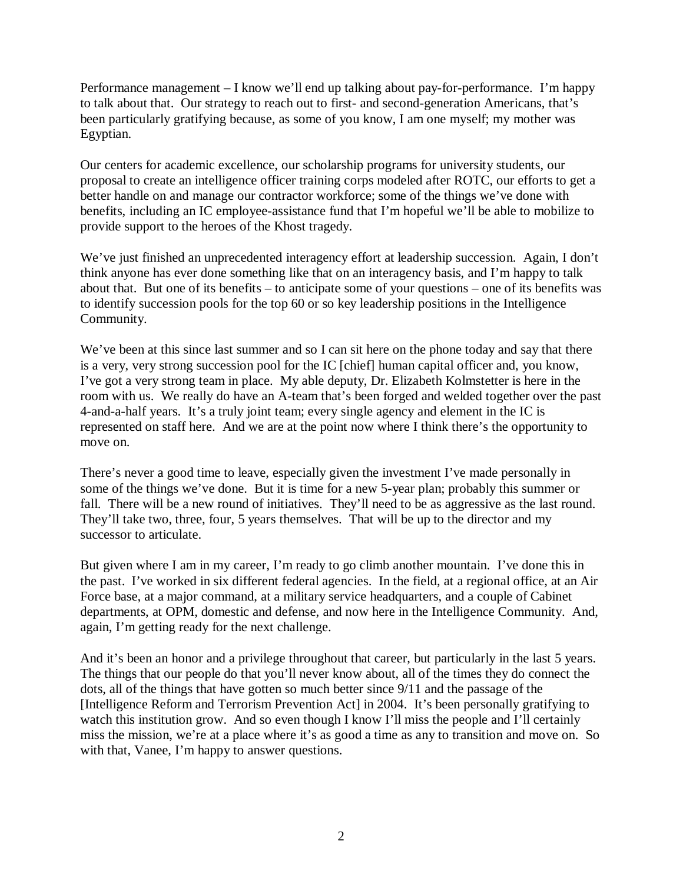Performance management – I know we'll end up talking about pay-for-performance. I'm happy to talk about that. Our strategy to reach out to first- and second-generation Americans, that's been particularly gratifying because, as some of you know, I am one myself; my mother was Egyptian.

Our centers for academic excellence, our scholarship programs for university students, our proposal to create an intelligence officer training corps modeled after ROTC, our efforts to get a better handle on and manage our contractor workforce; some of the things we've done with benefits, including an IC employee-assistance fund that I'm hopeful we'll be able to mobilize to provide support to the heroes of the Khost tragedy.

We've just finished an unprecedented interagency effort at leadership succession. Again, I don't think anyone has ever done something like that on an interagency basis, and I'm happy to talk about that. But one of its benefits – to anticipate some of your questions – one of its benefits was to identify succession pools for the top 60 or so key leadership positions in the Intelligence Community.

We've been at this since last summer and so I can sit here on the phone today and say that there is a very, very strong succession pool for the IC [chief] human capital officer and, you know, I've got a very strong team in place. My able deputy, Dr. Elizabeth Kolmstetter is here in the room with us. We really do have an A-team that's been forged and welded together over the past 4-and-a-half years. It's a truly joint team; every single agency and element in the IC is represented on staff here. And we are at the point now where I think there's the opportunity to move on.

There's never a good time to leave, especially given the investment I've made personally in some of the things we've done. But it is time for a new 5-year plan; probably this summer or fall. There will be a new round of initiatives. They'll need to be as aggressive as the last round. They'll take two, three, four, 5 years themselves. That will be up to the director and my successor to articulate.

But given where I am in my career, I'm ready to go climb another mountain. I've done this in the past. I've worked in six different federal agencies. In the field, at a regional office, at an Air Force base, at a major command, at a military service headquarters, and a couple of Cabinet departments, at OPM, domestic and defense, and now here in the Intelligence Community. And, again, I'm getting ready for the next challenge.

And it's been an honor and a privilege throughout that career, but particularly in the last 5 years. The things that our people do that you'll never know about, all of the times they do connect the dots, all of the things that have gotten so much better since 9/11 and the passage of the [Intelligence Reform and Terrorism Prevention Act] in 2004. It's been personally gratifying to watch this institution grow. And so even though I know I'll miss the people and I'll certainly miss the mission, we're at a place where it's as good a time as any to transition and move on. So with that, Vanee, I'm happy to answer questions.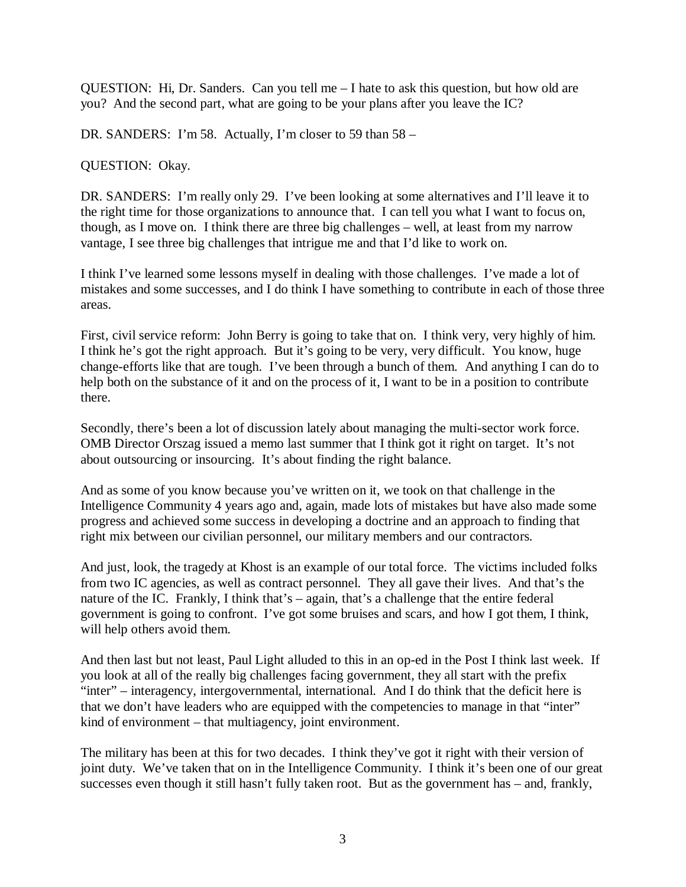QUESTION: Hi, Dr. Sanders. Can you tell me – I hate to ask this question, but how old are you? And the second part, what are going to be your plans after you leave the IC?

DR. SANDERS: I'm 58. Actually, I'm closer to 59 than 58 –

QUESTION: Okay.

DR. SANDERS: I'm really only 29. I've been looking at some alternatives and I'll leave it to the right time for those organizations to announce that. I can tell you what I want to focus on, though, as I move on. I think there are three big challenges – well, at least from my narrow vantage, I see three big challenges that intrigue me and that I'd like to work on.

I think I've learned some lessons myself in dealing with those challenges. I've made a lot of mistakes and some successes, and I do think I have something to contribute in each of those three areas.

First, civil service reform: John Berry is going to take that on. I think very, very highly of him. I think he's got the right approach. But it's going to be very, very difficult. You know, huge change-efforts like that are tough. I've been through a bunch of them. And anything I can do to help both on the substance of it and on the process of it, I want to be in a position to contribute there.

Secondly, there's been a lot of discussion lately about managing the multi-sector work force. OMB Director Orszag issued a memo last summer that I think got it right on target. It's not about outsourcing or insourcing. It's about finding the right balance.

And as some of you know because you've written on it, we took on that challenge in the Intelligence Community 4 years ago and, again, made lots of mistakes but have also made some progress and achieved some success in developing a doctrine and an approach to finding that right mix between our civilian personnel, our military members and our contractors.

And just, look, the tragedy at Khost is an example of our total force. The victims included folks from two IC agencies, as well as contract personnel. They all gave their lives. And that's the nature of the IC. Frankly, I think that's – again, that's a challenge that the entire federal government is going to confront. I've got some bruises and scars, and how I got them, I think, will help others avoid them.

And then last but not least, Paul Light alluded to this in an op-ed in the Post I think last week. If you look at all of the really big challenges facing government, they all start with the prefix "inter" – interagency, intergovernmental, international. And I do think that the deficit here is that we don't have leaders who are equipped with the competencies to manage in that "inter" kind of environment – that multiagency, joint environment.

The military has been at this for two decades. I think they've got it right with their version of joint duty. We've taken that on in the Intelligence Community. I think it's been one of our great successes even though it still hasn't fully taken root. But as the government has – and, frankly,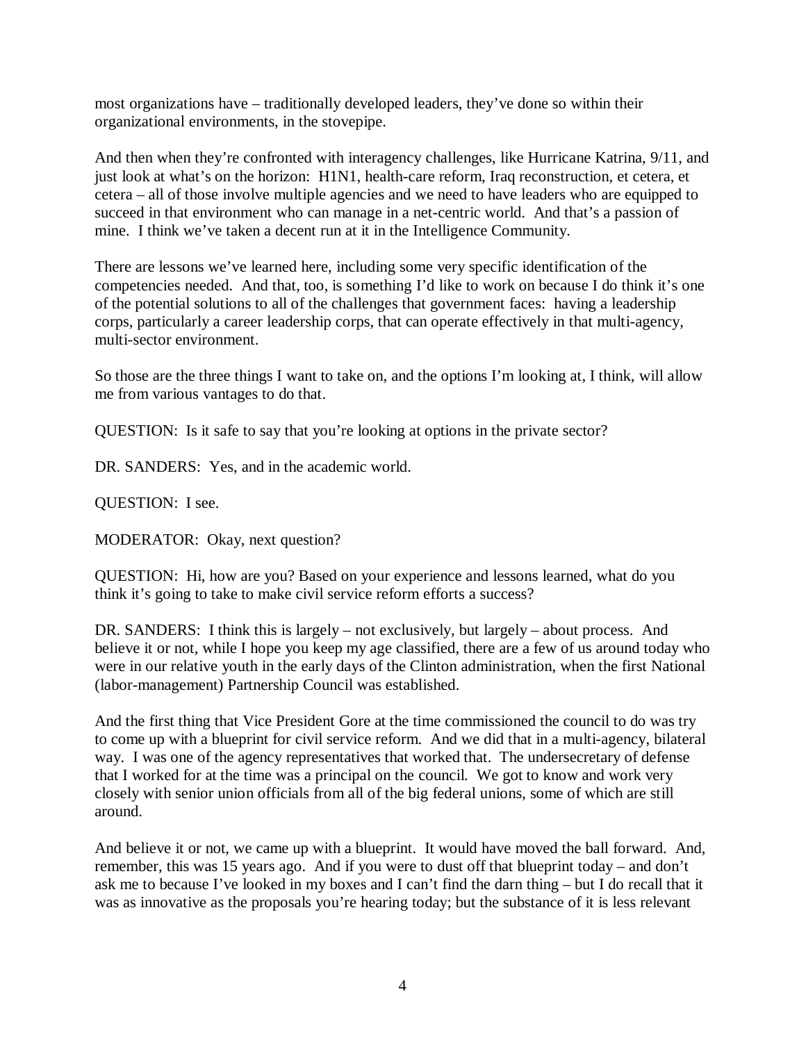most organizations have – traditionally developed leaders, they've done so within their organizational environments, in the stovepipe.

And then when they're confronted with interagency challenges, like Hurricane Katrina, 9/11, and just look at what's on the horizon: H1N1, health-care reform, Iraq reconstruction, et cetera, et cetera – all of those involve multiple agencies and we need to have leaders who are equipped to succeed in that environment who can manage in a net-centric world. And that's a passion of mine. I think we've taken a decent run at it in the Intelligence Community.

There are lessons we've learned here, including some very specific identification of the competencies needed. And that, too, is something I'd like to work on because I do think it's one of the potential solutions to all of the challenges that government faces: having a leadership corps, particularly a career leadership corps, that can operate effectively in that multi-agency, multi-sector environment.

So those are the three things I want to take on, and the options I'm looking at, I think, will allow me from various vantages to do that.

QUESTION: Is it safe to say that you're looking at options in the private sector?

DR. SANDERS: Yes, and in the academic world.

QUESTION: I see.

MODERATOR: Okay, next question?

QUESTION: Hi, how are you? Based on your experience and lessons learned, what do you think it's going to take to make civil service reform efforts a success?

DR. SANDERS: I think this is largely – not exclusively, but largely – about process. And believe it or not, while I hope you keep my age classified, there are a few of us around today who were in our relative youth in the early days of the Clinton administration, when the first National (labor-management) Partnership Council was established.

And the first thing that Vice President Gore at the time commissioned the council to do was try to come up with a blueprint for civil service reform. And we did that in a multi-agency, bilateral way. I was one of the agency representatives that worked that. The undersecretary of defense that I worked for at the time was a principal on the council. We got to know and work very closely with senior union officials from all of the big federal unions, some of which are still around.

And believe it or not, we came up with a blueprint. It would have moved the ball forward. And, remember, this was 15 years ago. And if you were to dust off that blueprint today – and don't ask me to because I've looked in my boxes and I can't find the darn thing – but I do recall that it was as innovative as the proposals you're hearing today; but the substance of it is less relevant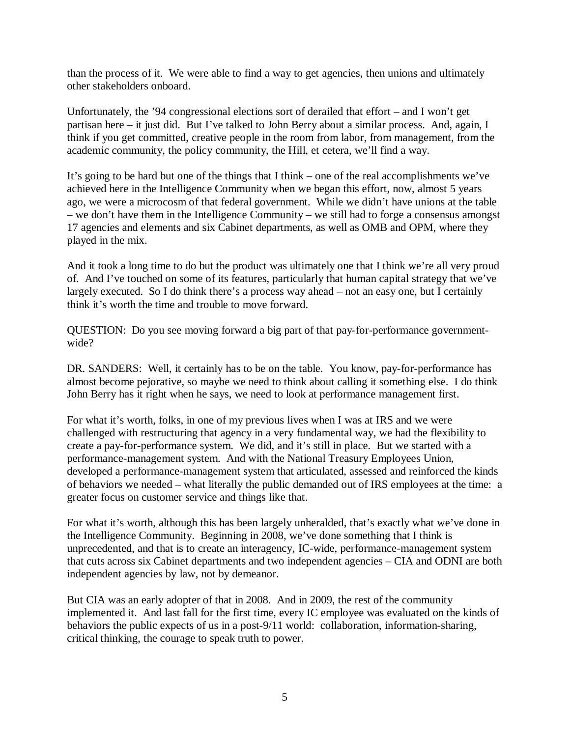than the process of it. We were able to find a way to get agencies, then unions and ultimately other stakeholders onboard.

Unfortunately, the '94 congressional elections sort of derailed that effort – and I won't get partisan here – it just did. But I've talked to John Berry about a similar process. And, again, I think if you get committed, creative people in the room from labor, from management, from the academic community, the policy community, the Hill, et cetera, we'll find a way.

It's going to be hard but one of the things that I think – one of the real accomplishments we've achieved here in the Intelligence Community when we began this effort, now, almost 5 years ago, we were a microcosm of that federal government. While we didn't have unions at the table – we don't have them in the Intelligence Community – we still had to forge a consensus amongst 17 agencies and elements and six Cabinet departments, as well as OMB and OPM, where they played in the mix.

And it took a long time to do but the product was ultimately one that I think we're all very proud of. And I've touched on some of its features, particularly that human capital strategy that we've largely executed. So I do think there's a process way ahead – not an easy one, but I certainly think it's worth the time and trouble to move forward.

QUESTION: Do you see moving forward a big part of that pay-for-performance government-wide?

DR. SANDERS: Well, it certainly has to be on the table. You know, pay-for-performance has almost become pejorative, so maybe we need to think about calling it something else. I do think John Berry has it right when he says, we need to look at performance management first.

For what it's worth, folks, in one of my previous lives when I was at IRS and we were challenged with restructuring that agency in a very fundamental way, we had the flexibility to create a pay-for-performance system. We did, and it's still in place. But we started with a performance-management system. And with the National Treasury Employees Union, developed a performance-management system that articulated, assessed and reinforced the kinds of behaviors we needed – what literally the public demanded out of IRS employees at the time: a greater focus on customer service and things like that.

For what it's worth, although this has been largely unheralded, that's exactly what we've done in the Intelligence Community. Beginning in 2008, we've done something that I think is unprecedented, and that is to create an interagency, IC-wide, performance-management system that cuts across six Cabinet departments and two independent agencies – CIA and ODNI are both independent agencies by law, not by demeanor.

But CIA was an early adopter of that in 2008. And in 2009, the rest of the community implemented it. And last fall for the first time, every IC employee was evaluated on the kinds of behaviors the public expects of us in a post-9/11 world: collaboration, information-sharing, critical thinking, the courage to speak truth to power.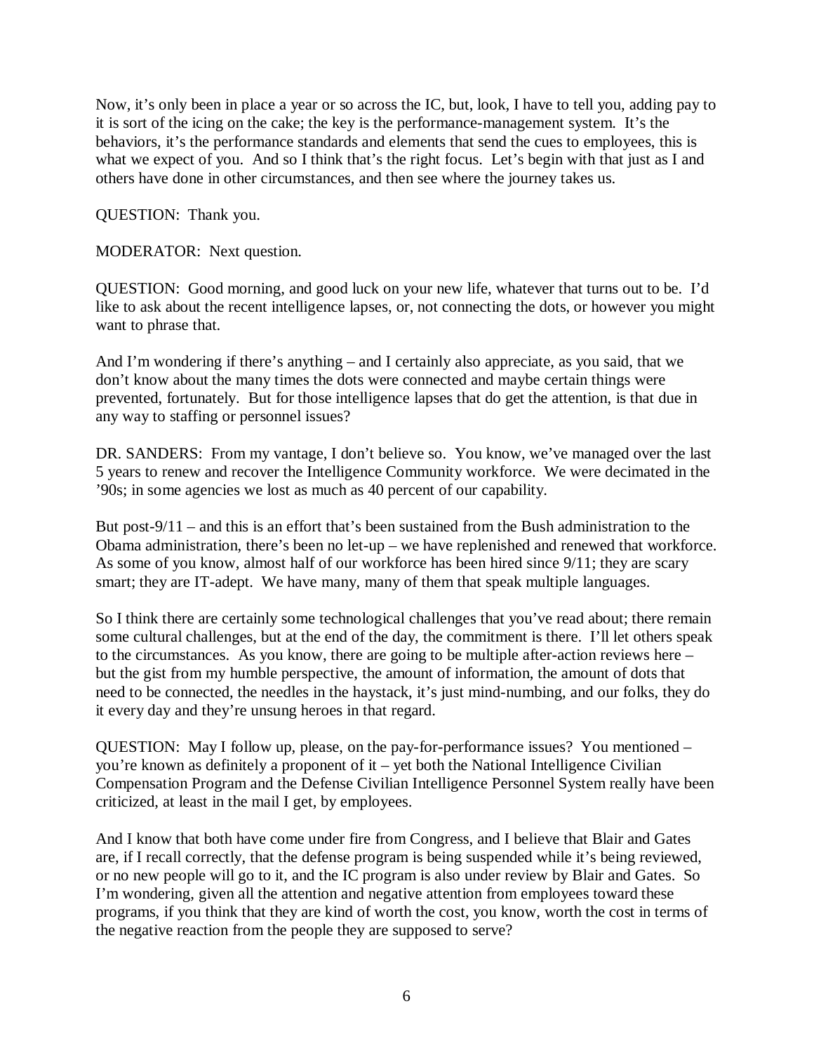Now, it's only been in place a year or so across the IC, but, look, I have to tell you, adding pay to it is sort of the icing on the cake; the key is the performance-management system. It's the behaviors, it's the performance standards and elements that send the cues to employees, this is what we expect of you. And so I think that's the right focus. Let's begin with that just as I and others have done in other circumstances, and then see where the journey takes us.

QUESTION: Thank you.

MODERATOR: Next question.

QUESTION: Good morning, and good luck on your new life, whatever that turns out to be. I'd like to ask about the recent intelligence lapses, or, not connecting the dots, or however you might want to phrase that.

And I'm wondering if there's anything – and I certainly also appreciate, as you said, that we don't know about the many times the dots were connected and maybe certain things were prevented, fortunately. But for those intelligence lapses that do get the attention, is that due in any way to staffing or personnel issues?

DR. SANDERS: From my vantage, I don't believe so. You know, we've managed over the last 5 years to renew and recover the Intelligence Community workforce. We were decimated in the '90s; in some agencies we lost as much as 40 percent of our capability.

But post-9/11 – and this is an effort that's been sustained from the Bush administration to the Obama administration, there's been no let-up – we have replenished and renewed that workforce. As some of you know, almost half of our workforce has been hired since 9/11; they are scary smart; they are IT-adept. We have many, many of them that speak multiple languages.

So I think there are certainly some technological challenges that you've read about; there remain some cultural challenges, but at the end of the day, the commitment is there. I'll let others speak to the circumstances. As you know, there are going to be multiple after-action reviews here – but the gist from my humble perspective, the amount of information, the amount of dots that need to be connected, the needles in the haystack, it's just mind-numbing, and our folks, they do it every day and they're unsung heroes in that regard.

QUESTION: May I follow up, please, on the pay-for-performance issues? You mentioned – you're known as definitely a proponent of it – yet both the National Intelligence Civilian Compensation Program and the Defense Civilian Intelligence Personnel System really have been criticized, at least in the mail I get, by employees.

And I know that both have come under fire from Congress, and I believe that Blair and Gates are, if I recall correctly, that the defense program is being suspended while it's being reviewed, or no new people will go to it, and the IC program is also under review by Blair and Gates. So I'm wondering, given all the attention and negative attention from employees toward these programs, if you think that they are kind of worth the cost, you know, worth the cost in terms of the negative reaction from the people they are supposed to serve?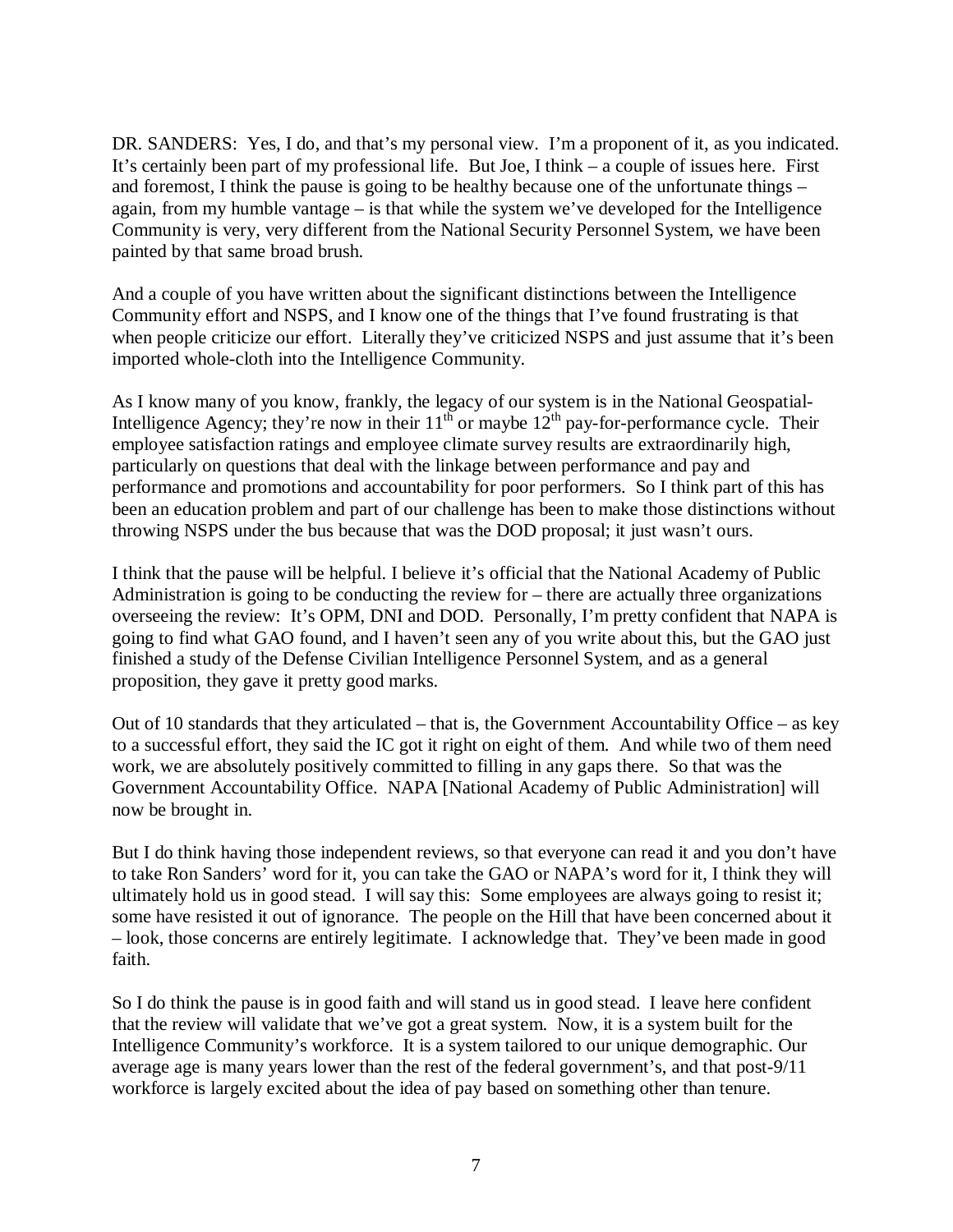DR. SANDERS: Yes, I do, and that's my personal view. I'm a proponent of it, as you indicated. It's certainly been part of my professional life. But Joe, I think – a couple of issues here. First and foremost, I think the pause is going to be healthy because one of the unfortunate things – again, from my humble vantage – is that while the system we've developed for the Intelligence Community is very, very different from the National Security Personnel System, we have been painted by that same broad brush.

And a couple of you have written about the significant distinctions between the Intelligence Community effort and NSPS, and I know one of the things that I've found frustrating is that when people criticize our effort. Literally they've criticized NSPS and just assume that it's been imported whole-cloth into the Intelligence Community.

As I know many of you know, frankly, the legacy of our system is in the National Geospatial-Intelligence Agency; they're now in their 11th or maybe 12th pay-for-performance cycle. Their employee satisfaction ratings and employee climate survey results are extraordinarily high, particularly on questions that deal with the linkage between performance and pay and performance and promotions and accountability for poor performers. So I think part of this has been an education problem and part of our challenge has been to make those distinctions without throwing NSPS under the bus because that was the DOD proposal; it just wasn't ours.

I think that the pause will be helpful. I believe it's official that the National Academy of Public Administration is going to be conducting the review for – there are actually three organizations overseeing the review: It's OPM, DNI and DOD. Personally, I'm pretty confident that NAPA is going to find what GAO found, and I haven't seen any of you write about this, but the GAO just finished a study of the Defense Civilian Intelligence Personnel System, and as a general proposition, they gave it pretty good marks.

Out of 10 standards that they articulated – that is, the Government Accountability Office – as key to a successful effort, they said the IC got it right on eight of them. And while two of them need work, we are absolutely positively committed to filling in any gaps there. So that was the Government Accountability Office. NAPA [National Academy of Public Administration] will now be brought in.

But I do think having those independent reviews, so that everyone can read it and you don't have to take Ron Sanders' word for it, you can take the GAO or NAPA's word for it, I think they will ultimately hold us in good stead. I will say this: Some employees are always going to resist it; some have resisted it out of ignorance. The people on the Hill that have been concerned about it – look, those concerns are entirely legitimate. I acknowledge that. They've been made in good faith.

So I do think the pause is in good faith and will stand us in good stead. I leave here confident that the review will validate that we've got a great system. Now, it is a system built for the Intelligence Community's workforce. It is a system tailored to our unique demographic. Our average age is many years lower than the rest of the federal government's, and that post-9/11 workforce is largely excited about the idea of pay based on something other than tenure.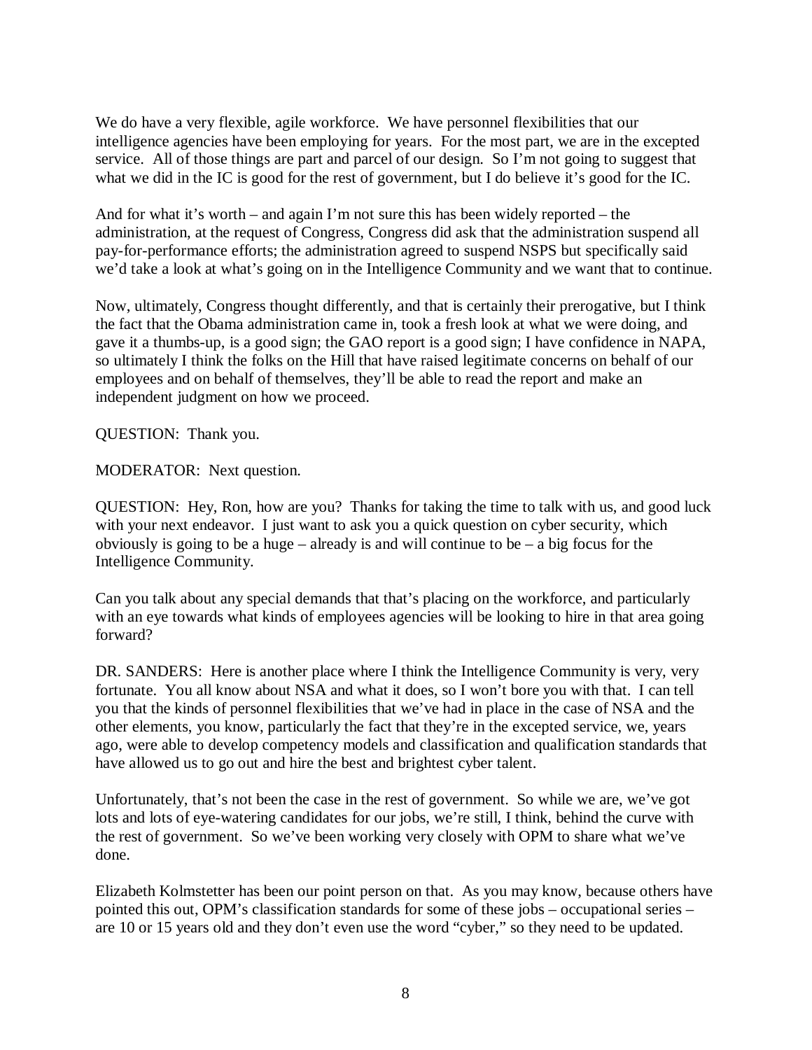We do have a very flexible, agile workforce. We have personnel flexibilities that our intelligence agencies have been employing for years. For the most part, we are in the excepted service. All of those things are part and parcel of our design. So I'm not going to suggest that what we did in the IC is good for the rest of government, but I do believe it's good for the IC.

And for what it's worth – and again I'm not sure this has been widely reported – the administration, at the request of Congress, Congress did ask that the administration suspend all pay-for-performance efforts; the administration agreed to suspend NSPS but specifically said we'd take a look at what's going on in the Intelligence Community and we want that to continue.

Now, ultimately, Congress thought differently, and that is certainly their prerogative, but I think the fact that the Obama administration came in, took a fresh look at what we were doing, and gave it a thumbs-up, is a good sign; the GAO report is a good sign; I have confidence in NAPA, so ultimately I think the folks on the Hill that have raised legitimate concerns on behalf of our employees and on behalf of themselves, they'll be able to read the report and make an independent judgment on how we proceed.

QUESTION: Thank you.

MODERATOR: Next question.

QUESTION: Hey, Ron, how are you? Thanks for taking the time to talk with us, and good luck with your next endeavor. I just want to ask you a quick question on cyber security, which obviously is going to be a huge – already is and will continue to be – a big focus for the Intelligence Community.

Can you talk about any special demands that that's placing on the workforce, and particularly with an eye towards what kinds of employees agencies will be looking to hire in that area going forward?

DR. SANDERS: Here is another place where I think the Intelligence Community is very, very fortunate. You all know about NSA and what it does, so I won't bore you with that. I can tell you that the kinds of personnel flexibilities that we've had in place in the case of NSA and the other elements, you know, particularly the fact that they're in the excepted service, we, years ago, were able to develop competency models and classification and qualification standards that have allowed us to go out and hire the best and brightest cyber talent.

Unfortunately, that's not been the case in the rest of government. So while we are, we've got lots and lots of eye-watering candidates for our jobs, we're still, I think, behind the curve with the rest of government. So we've been working very closely with OPM to share what we've done.

Elizabeth Kolmstetter has been our point person on that. As you may know, because others have pointed this out, OPM's classification standards for some of these jobs – occupational series – are 10 or 15 years old and they don't even use the word "cyber," so they need to be updated.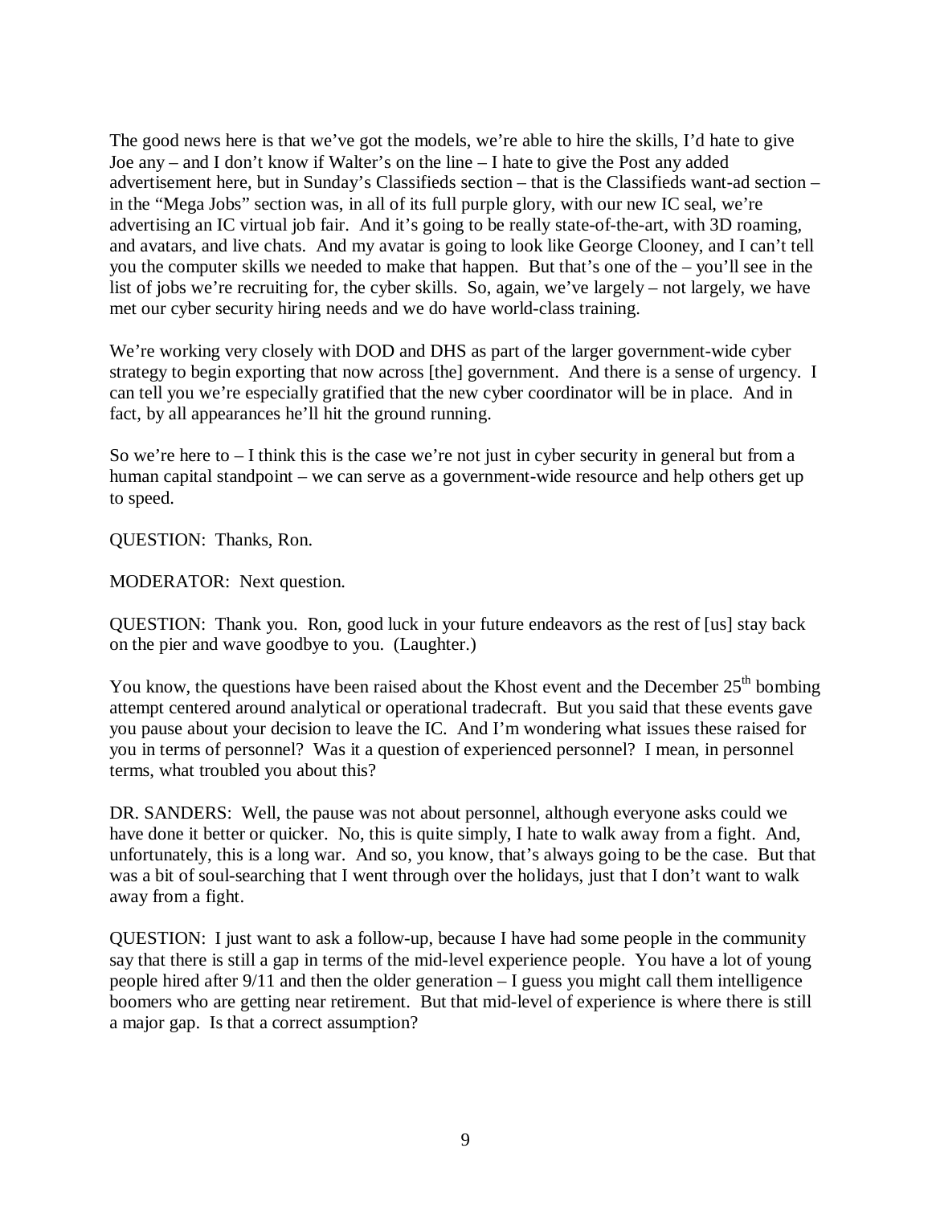The good news here is that we've got the models, we're able to hire the skills, I'd hate to give Joe any – and I don't know if Walter's on the line – I hate to give the Post any added advertisement here, but in Sunday's Classifieds section – that is the Classifieds want-ad section – in the "Mega Jobs" section was, in all of its full purple glory, with our new IC seal, we're advertising an IC virtual job fair. And it's going to be really state-of-the-art, with 3D roaming, and avatars, and live chats. And my avatar is going to look like George Clooney, and I can't tell you the computer skills we needed to make that happen. But that's one of the – you'll see in the list of jobs we're recruiting for, the cyber skills. So, again, we've largely – not largely, we have met our cyber security hiring needs and we do have world-class training.

We're working very closely with DOD and DHS as part of the larger government-wide cyber strategy to begin exporting that now across [the] government. And there is a sense of urgency. I can tell you we're especially gratified that the new cyber coordinator will be in place. And in fact, by all appearances he'll hit the ground running.

So we're here to – I think this is the case we're not just in cyber security in general but from a human capital standpoint – we can serve as a government-wide resource and help others get up to speed.

QUESTION: Thanks, Ron.

MODERATOR: Next question.

QUESTION: Thank you. Ron, good luck in your future endeavors as the rest of [us] stay back on the pier and wave goodbye to you. (Laughter.)

You know, the questions have been raised about the Khost event and the December 25th bombing attempt centered around analytical or operational tradecraft. But you said that these events gave you pause about your decision to leave the IC. And I'm wondering what issues these raised for you in terms of personnel? Was it a question of experienced personnel? I mean, in personnel terms, what troubled you about this?

DR. SANDERS: Well, the pause was not about personnel, although everyone asks could we have done it better or quicker. No, this is quite simply, I hate to walk away from a fight. And, unfortunately, this is a long war. And so, you know, that's always going to be the case. But that was a bit of soul-searching that I went through over the holidays, just that I don't want to walk away from a fight.

QUESTION: I just want to ask a follow-up, because I have had some people in the community say that there is still a gap in terms of the mid-level experience people. You have a lot of young people hired after 9/11 and then the older generation – I guess you might call them intelligence boomers who are getting near retirement. But that mid-level of experience is where there is still a major gap. Is that a correct assumption?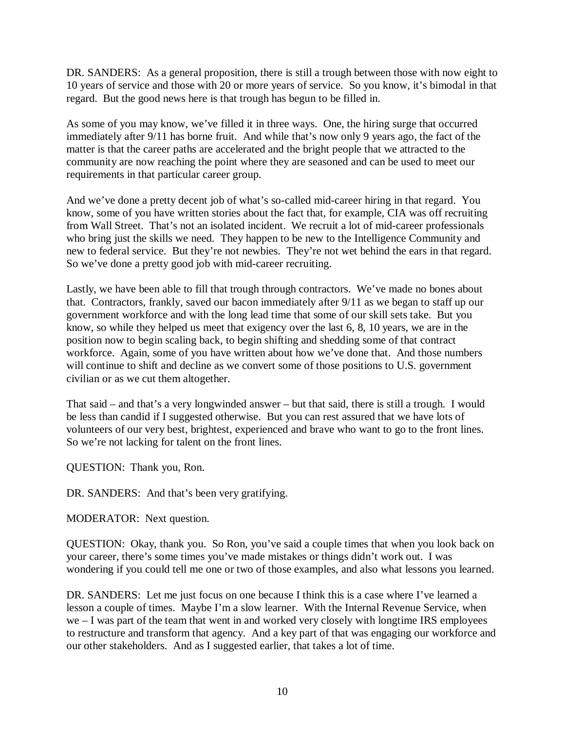DR. SANDERS: As a general proposition, there is still a trough between those with now eight to 10 years of service and those with 20 or more years of service. So you know, it's bimodal in that regard. But the good news here is that trough has begun to be filled in.

As some of you may know, we've filled it in three ways. One, the hiring surge that occurred immediately after 9/11 has borne fruit. And while that's now only 9 years ago, the fact of the matter is that the career paths are accelerated and the bright people that we attracted to the community are now reaching the point where they are seasoned and can be used to meet our requirements in that particular career group.

And we've done a pretty decent job of what's so-called mid-career hiring in that regard. You know, some of you have written stories about the fact that, for example, CIA was off recruiting from Wall Street. That's not an isolated incident. We recruit a lot of mid-career professionals who bring just the skills we need. They happen to be new to the Intelligence Community and new to federal service. But they're not newbies. They're not wet behind the ears in that regard. So we've done a pretty good job with mid-career recruiting.

Lastly, we have been able to fill that trough through contractors. We've made no bones about that. Contractors, frankly, saved our bacon immediately after 9/11 as we began to staff up our government workforce and with the long lead time that some of our skill sets take. But you know, so while they helped us meet that exigency over the last 6, 8, 10 years, we are in the position now to begin scaling back, to begin shifting and shedding some of that contract workforce. Again, some of you have written about how we've done that. And those numbers will continue to shift and decline as we convert some of those positions to U.S. government civilian or as we cut them altogether.

That said – and that's a very longwinded answer – but that said, there is still a trough. I would be less than candid if I suggested otherwise. But you can rest assured that we have lots of volunteers of our very best, brightest, experienced and brave who want to go to the front lines. So we're not lacking for talent on the front lines.

QUESTION: Thank you, Ron.

DR. SANDERS: And that's been very gratifying.

MODERATOR: Next question.

QUESTION: Okay, thank you. So Ron, you've said a couple times that when you look back on your career, there's some times you've made mistakes or things didn't work out. I was wondering if you could tell me one or two of those examples, and also what lessons you learned.

DR. SANDERS: Let me just focus on one because I think this is a case where I've learned a lesson a couple of times. Maybe I'm a slow learner. With the Internal Revenue Service, when we – I was part of the team that went in and worked very closely with longtime IRS employees to restructure and transform that agency. And a key part of that was engaging our workforce and our other stakeholders. And as I suggested earlier, that takes a lot of time.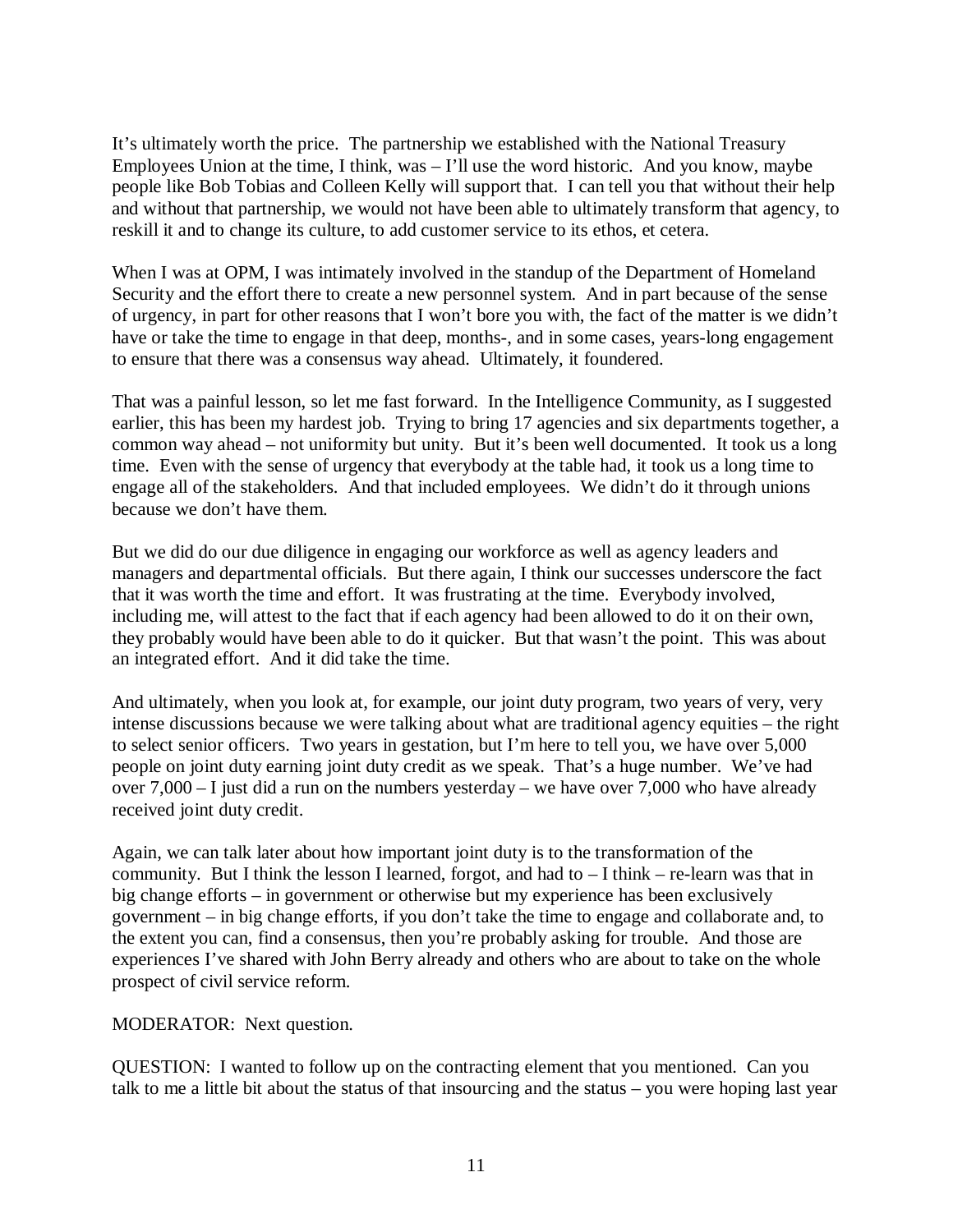It's ultimately worth the price. The partnership we established with the National Treasury Employees Union at the time, I think, was – I'll use the word historic. And you know, maybe people like Bob Tobias and Colleen Kelly will support that. I can tell you that without their help and without that partnership, we would not have been able to ultimately transform that agency, to reskill it and to change its culture, to add customer service to its ethos, et cetera.

When I was at OPM, I was intimately involved in the standup of the Department of Homeland Security and the effort there to create a new personnel system. And in part because of the sense of urgency, in part for other reasons that I won't bore you with, the fact of the matter is we didn't have or take the time to engage in that deep, months-, and in some cases, years-long engagement to ensure that there was a consensus way ahead. Ultimately, it foundered.

That was a painful lesson, so let me fast forward. In the Intelligence Community, as I suggested earlier, this has been my hardest job. Trying to bring 17 agencies and six departments together, a common way ahead – not uniformity but unity. But it's been well documented. It took us a long time. Even with the sense of urgency that everybody at the table had, it took us a long time to engage all of the stakeholders. And that included employees. We didn't do it through unions because we don't have them.

But we did do our due diligence in engaging our workforce as well as agency leaders and managers and departmental officials. But there again, I think our successes underscore the fact that it was worth the time and effort. It was frustrating at the time. Everybody involved, including me, will attest to the fact that if each agency had been allowed to do it on their own, they probably would have been able to do it quicker. But that wasn't the point. This was about an integrated effort. And it did take the time.

And ultimately, when you look at, for example, our joint duty program, two years of very, very intense discussions because we were talking about what are traditional agency equities – the right to select senior officers. Two years in gestation, but I'm here to tell you, we have over 5,000 people on joint duty earning joint duty credit as we speak. That's a huge number. We've had over 7,000 – I just did a run on the numbers yesterday – we have over 7,000 who have already received joint duty credit.

Again, we can talk later about how important joint duty is to the transformation of the community. But I think the lesson I learned, forgot, and had to – I think – re-learn was that in big change efforts – in government or otherwise but my experience has been exclusively government – in big change efforts, if you don't take the time to engage and collaborate and, to the extent you can, find a consensus, then you're probably asking for trouble. And those are experiences I've shared with John Berry already and others who are about to take on the whole prospect of civil service reform.

MODERATOR: Next question.

QUESTION: I wanted to follow up on the contracting element that you mentioned. Can you talk to me a little bit about the status of that insourcing and the status – you were hoping last year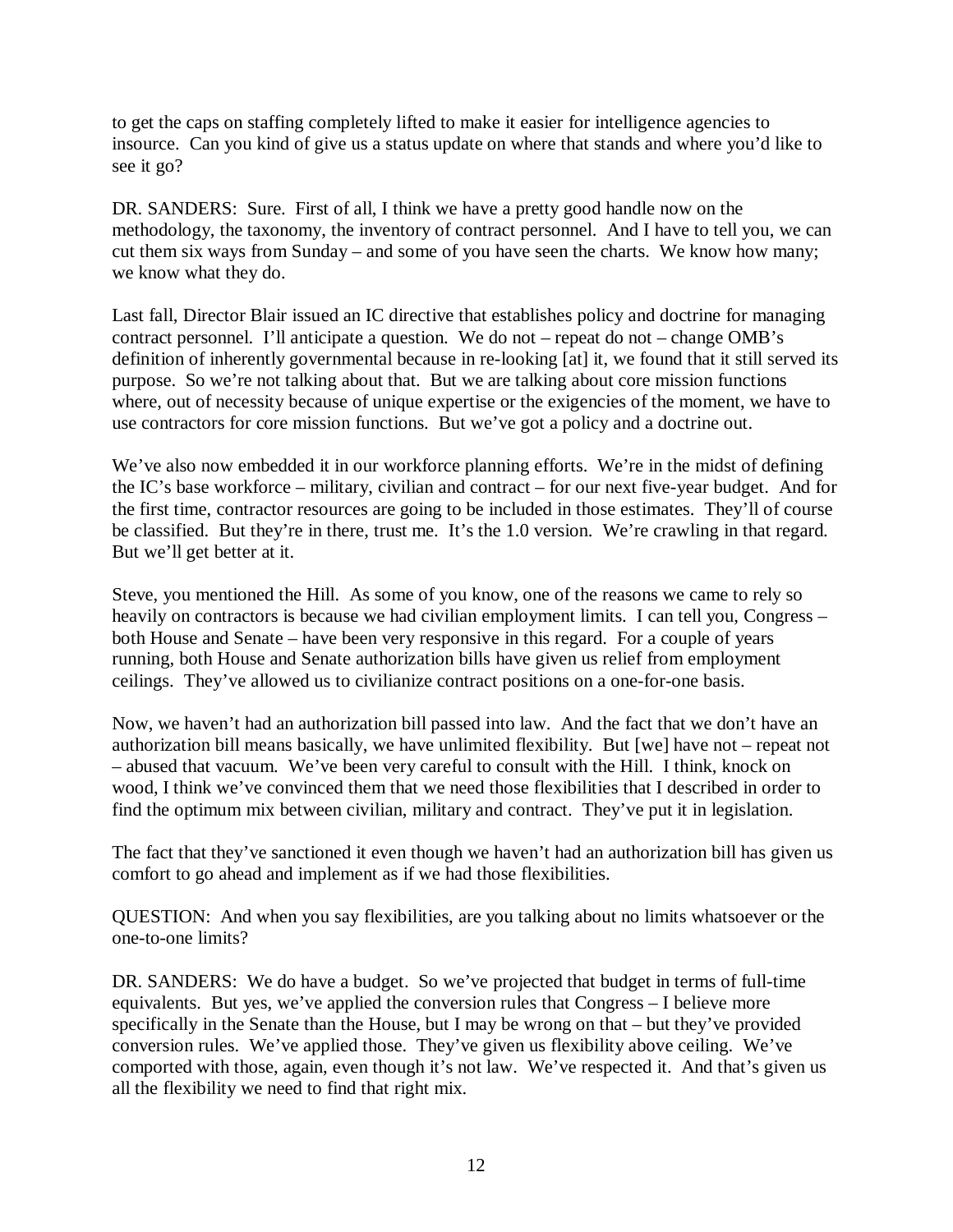to get the caps on staffing completely lifted to make it easier for intelligence agencies to insource. Can you kind of give us a status update on where that stands and where you'd like to see it go?

DR. SANDERS: Sure. First of all, I think we have a pretty good handle now on the methodology, the taxonomy, the inventory of contract personnel. And I have to tell you, we can cut them six ways from Sunday – and some of you have seen the charts. We know how many; we know what they do.

Last fall, Director Blair issued an IC directive that establishes policy and doctrine for managing contract personnel. I'll anticipate a question. We do not – repeat do not – change OMB's definition of inherently governmental because in re-looking [at] it, we found that it still served its purpose. So we're not talking about that. But we are talking about core mission functions where, out of necessity because of unique expertise or the exigencies of the moment, we have to use contractors for core mission functions. But we've got a policy and a doctrine out.

We've also now embedded it in our workforce planning efforts. We're in the midst of defining the IC's base workforce – military, civilian and contract – for our next five-year budget. And for the first time, contractor resources are going to be included in those estimates. They'll of course be classified. But they're in there, trust me. It's the 1.0 version. We're crawling in that regard. But we'll get better at it.

Steve, you mentioned the Hill. As some of you know, one of the reasons we came to rely so heavily on contractors is because we had civilian employment limits. I can tell you, Congress – both House and Senate – have been very responsive in this regard. For a couple of years running, both House and Senate authorization bills have given us relief from employment ceilings. They've allowed us to civilianize contract positions on a one-for-one basis.

Now, we haven't had an authorization bill passed into law. And the fact that we don't have an authorization bill means basically, we have unlimited flexibility. But [we] have not – repeat not – abused that vacuum. We've been very careful to consult with the Hill. I think, knock on wood, I think we've convinced them that we need those flexibilities that I described in order to find the optimum mix between civilian, military and contract. They've put it in legislation.

The fact that they've sanctioned it even though we haven't had an authorization bill has given us comfort to go ahead and implement as if we had those flexibilities.

QUESTION: And when you say flexibilities, are you talking about no limits whatsoever or the one-to-one limits?

DR. SANDERS: We do have a budget. So we've projected that budget in terms of full-time equivalents. But yes, we've applied the conversion rules that Congress – I believe more specifically in the Senate than the House, but I may be wrong on that – but they've provided conversion rules. We've applied those. They've given us flexibility above ceiling. We've comported with those, again, even though it's not law. We've respected it. And that's given us all the flexibility we need to find that right mix.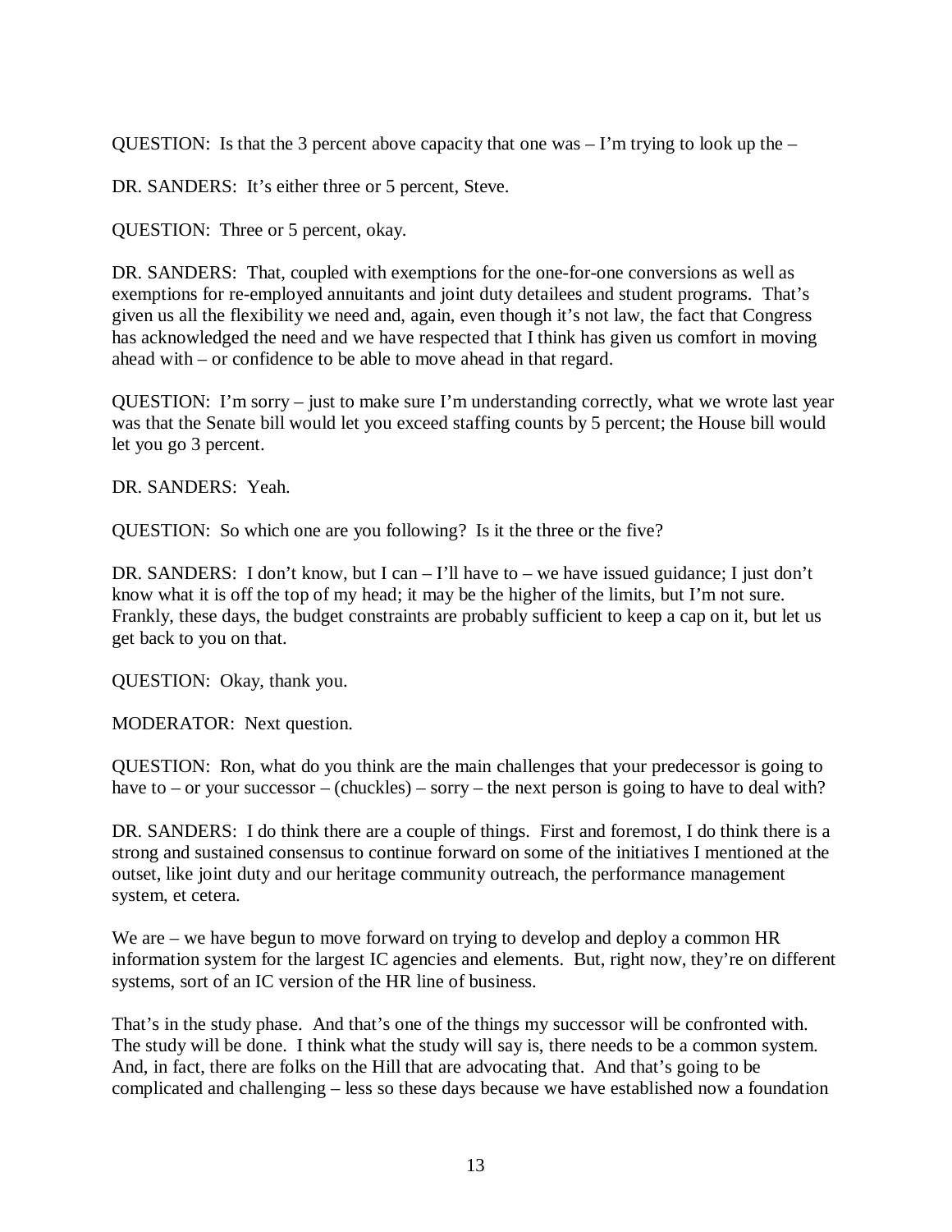QUESTION: Is that the 3 percent above capacity that one was – I'm trying to look up the –

DR. SANDERS: It's either three or 5 percent, Steve.

QUESTION: Three or 5 percent, okay.

DR. SANDERS: That, coupled with exemptions for the one-for-one conversions as well as exemptions for re-employed annuitants and joint duty detailees and student programs. That's given us all the flexibility we need and, again, even though it's not law, the fact that Congress has acknowledged the need and we have respected that I think has given us comfort in moving ahead with – or confidence to be able to move ahead in that regard.

QUESTION: I'm sorry – just to make sure I'm understanding correctly, what we wrote last year was that the Senate bill would let you exceed staffing counts by 5 percent; the House bill would let you go 3 percent.

DR. SANDERS: Yeah.

QUESTION: So which one are you following? Is it the three or the five?

DR. SANDERS: I don't know, but I can – I'll have to – we have issued guidance; I just don't know what it is off the top of my head; it may be the higher of the limits, but I'm not sure. Frankly, these days, the budget constraints are probably sufficient to keep a cap on it, but let us get back to you on that.

QUESTION: Okay, thank you.

MODERATOR: Next question.

QUESTION: Ron, what do you think are the main challenges that your predecessor is going to have to – or your successor – (chuckles) – sorry – the next person is going to have to deal with?

DR. SANDERS: I do think there are a couple of things. First and foremost, I do think there is a strong and sustained consensus to continue forward on some of the initiatives I mentioned at the outset, like joint duty and our heritage community outreach, the performance management system, et cetera.

We are – we have begun to move forward on trying to develop and deploy a common HR information system for the largest IC agencies and elements. But, right now, they're on different systems, sort of an IC version of the HR line of business.

That's in the study phase. And that's one of the things my successor will be confronted with. The study will be done. I think what the study will say is, there needs to be a common system. And, in fact, there are folks on the Hill that are advocating that. And that's going to be complicated and challenging – less so these days because we have established now a foundation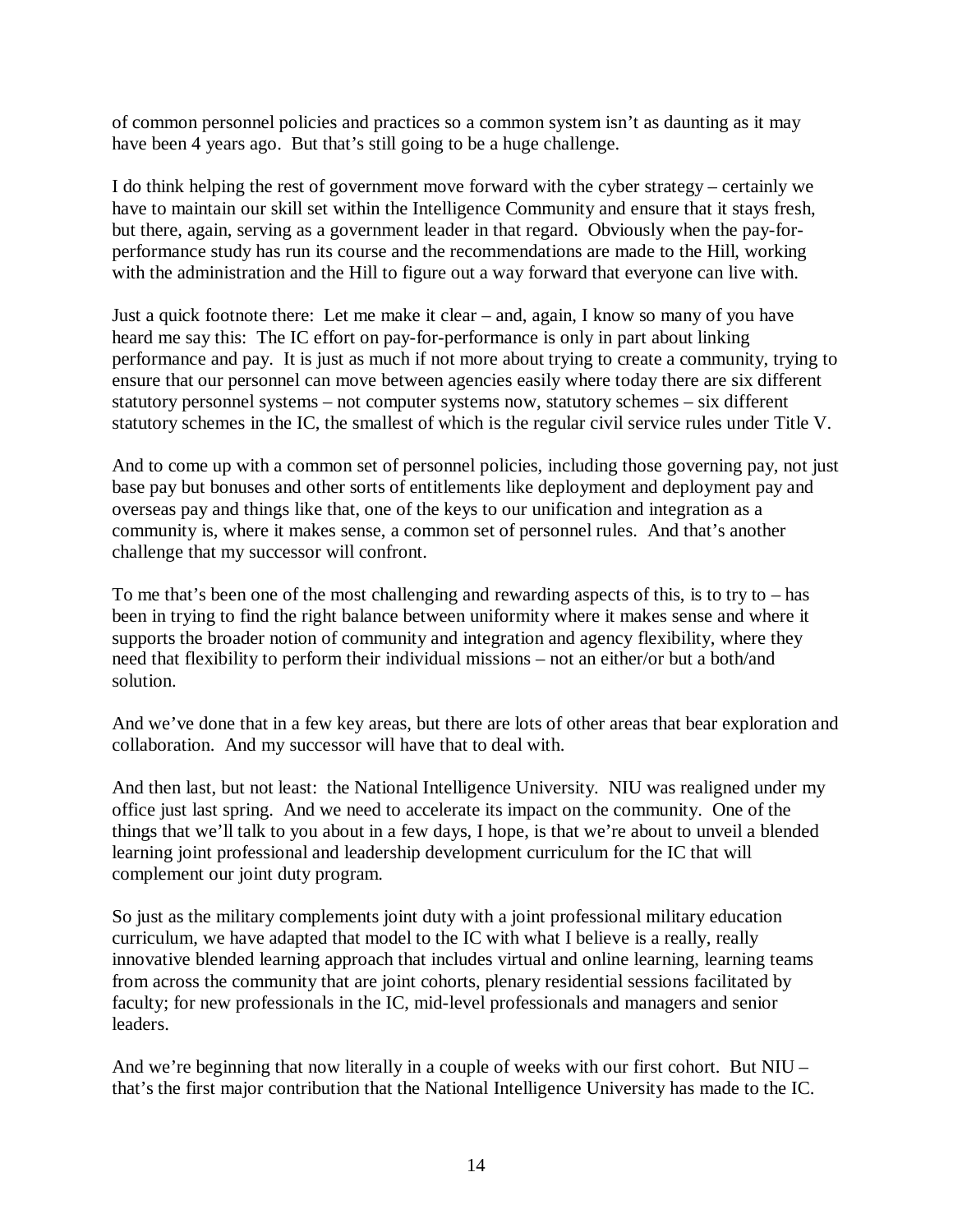of common personnel policies and practices so a common system isn't as daunting as it may have been 4 years ago. But that's still going to be a huge challenge.

I do think helping the rest of government move forward with the cyber strategy – certainly we have to maintain our skill set within the Intelligence Community and ensure that it stays fresh, but there, again, serving as a government leader in that regard. Obviously when the pay-for-performance study has run its course and the recommendations are made to the Hill, working with the administration and the Hill to figure out a way forward that everyone can live with.

Just a quick footnote there: Let me make it clear – and, again, I know so many of you have heard me say this: The IC effort on pay-for-performance is only in part about linking performance and pay. It is just as much if not more about trying to create a community, trying to ensure that our personnel can move between agencies easily where today there are six different statutory personnel systems – not computer systems now, statutory schemes – six different statutory schemes in the IC, the smallest of which is the regular civil service rules under Title V.

And to come up with a common set of personnel policies, including those governing pay, not just base pay but bonuses and other sorts of entitlements like deployment and deployment pay and overseas pay and things like that, one of the keys to our unification and integration as a community is, where it makes sense, a common set of personnel rules. And that's another challenge that my successor will confront.

To me that's been one of the most challenging and rewarding aspects of this, is to try to – has been in trying to find the right balance between uniformity where it makes sense and where it supports the broader notion of community and integration and agency flexibility, where they need that flexibility to perform their individual missions – not an either/or but a both/and solution.

And we've done that in a few key areas, but there are lots of other areas that bear exploration and collaboration. And my successor will have that to deal with.

And then last, but not least: the National Intelligence University. NIU was realigned under my office just last spring. And we need to accelerate its impact on the community. One of the things that we'll talk to you about in a few days, I hope, is that we're about to unveil a blended learning joint professional and leadership development curriculum for the IC that will complement our joint duty program.

So just as the military complements joint duty with a joint professional military education curriculum, we have adapted that model to the IC with what I believe is a really, really innovative blended learning approach that includes virtual and online learning, learning teams from across the community that are joint cohorts, plenary residential sessions facilitated by faculty; for new professionals in the IC, mid-level professionals and managers and senior leaders.

And we're beginning that now literally in a couple of weeks with our first cohort. But NIU – that's the first major contribution that the National Intelligence University has made to the IC.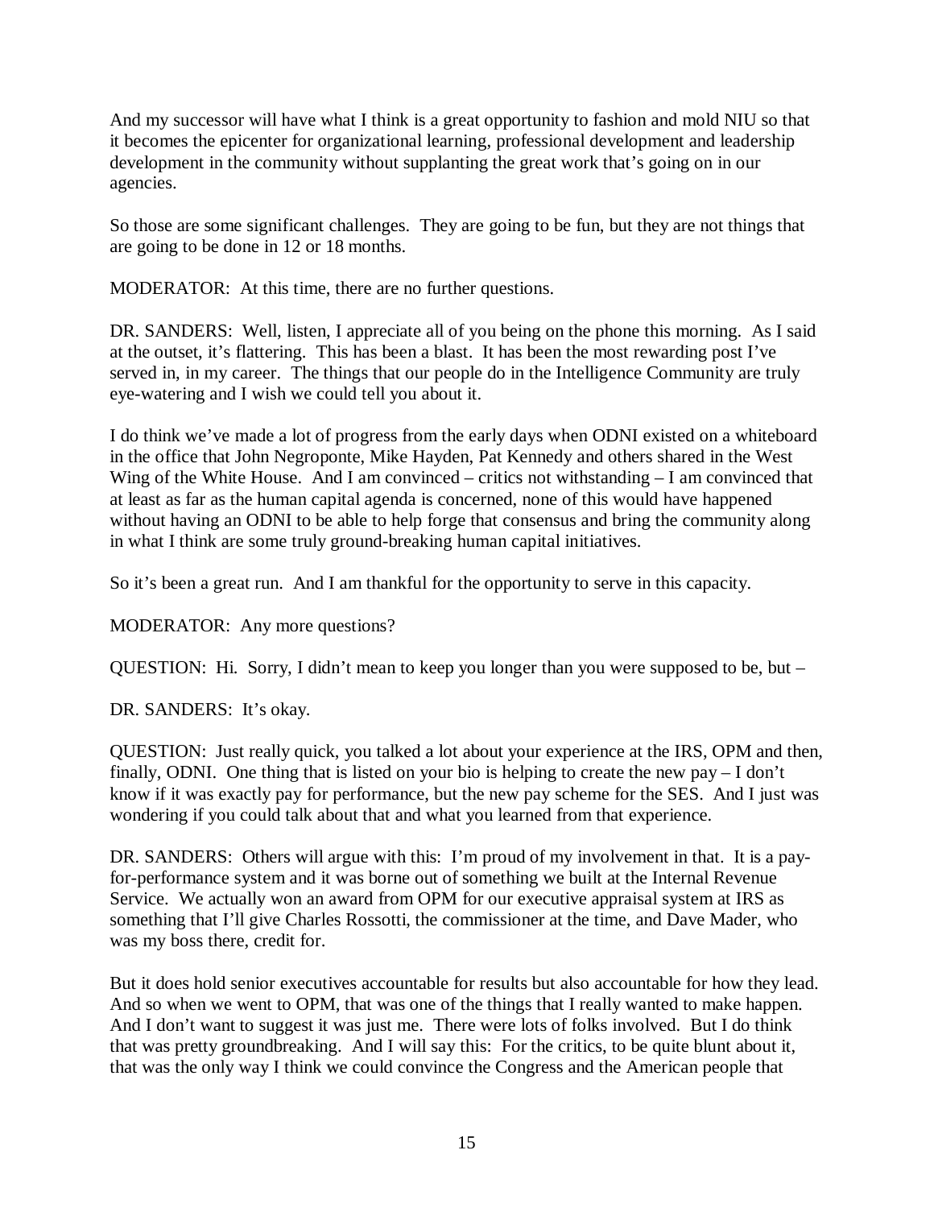And my successor will have what I think is a great opportunity to fashion and mold NIU so that it becomes the epicenter for organizational learning, professional development and leadership development in the community without supplanting the great work that's going on in our agencies.

So those are some significant challenges. They are going to be fun, but they are not things that are going to be done in 12 or 18 months.

MODERATOR: At this time, there are no further questions.

DR. SANDERS: Well, listen, I appreciate all of you being on the phone this morning. As I said at the outset, it's flattering. This has been a blast. It has been the most rewarding post I've served in, in my career. The things that our people do in the Intelligence Community are truly eye-watering and I wish we could tell you about it.

I do think we've made a lot of progress from the early days when ODNI existed on a whiteboard in the office that John Negroponte, Mike Hayden, Pat Kennedy and others shared in the West Wing of the White House. And I am convinced – critics not withstanding – I am convinced that at least as far as the human capital agenda is concerned, none of this would have happened without having an ODNI to be able to help forge that consensus and bring the community along in what I think are some truly ground-breaking human capital initiatives.

So it's been a great run. And I am thankful for the opportunity to serve in this capacity.

MODERATOR: Any more questions?

QUESTION: Hi. Sorry, I didn't mean to keep you longer than you were supposed to be, but –

DR. SANDERS: It's okay.

QUESTION: Just really quick, you talked a lot about your experience at the IRS, OPM and then, finally, ODNI. One thing that is listed on your bio is helping to create the new pay – I don't know if it was exactly pay for performance, but the new pay scheme for the SES. And I just was wondering if you could talk about that and what you learned from that experience.

DR. SANDERS: Others will argue with this: I'm proud of my involvement in that. It is a pay-for-performance system and it was borne out of something we built at the Internal Revenue Service. We actually won an award from OPM for our executive appraisal system at IRS as something that I'll give Charles Rossotti, the commissioner at the time, and Dave Mader, who was my boss there, credit for.

But it does hold senior executives accountable for results but also accountable for how they lead. And so when we went to OPM, that was one of the things that I really wanted to make happen. And I don't want to suggest it was just me. There were lots of folks involved. But I do think that was pretty groundbreaking. And I will say this: For the critics, to be quite blunt about it, that was the only way I think we could convince the Congress and the American people that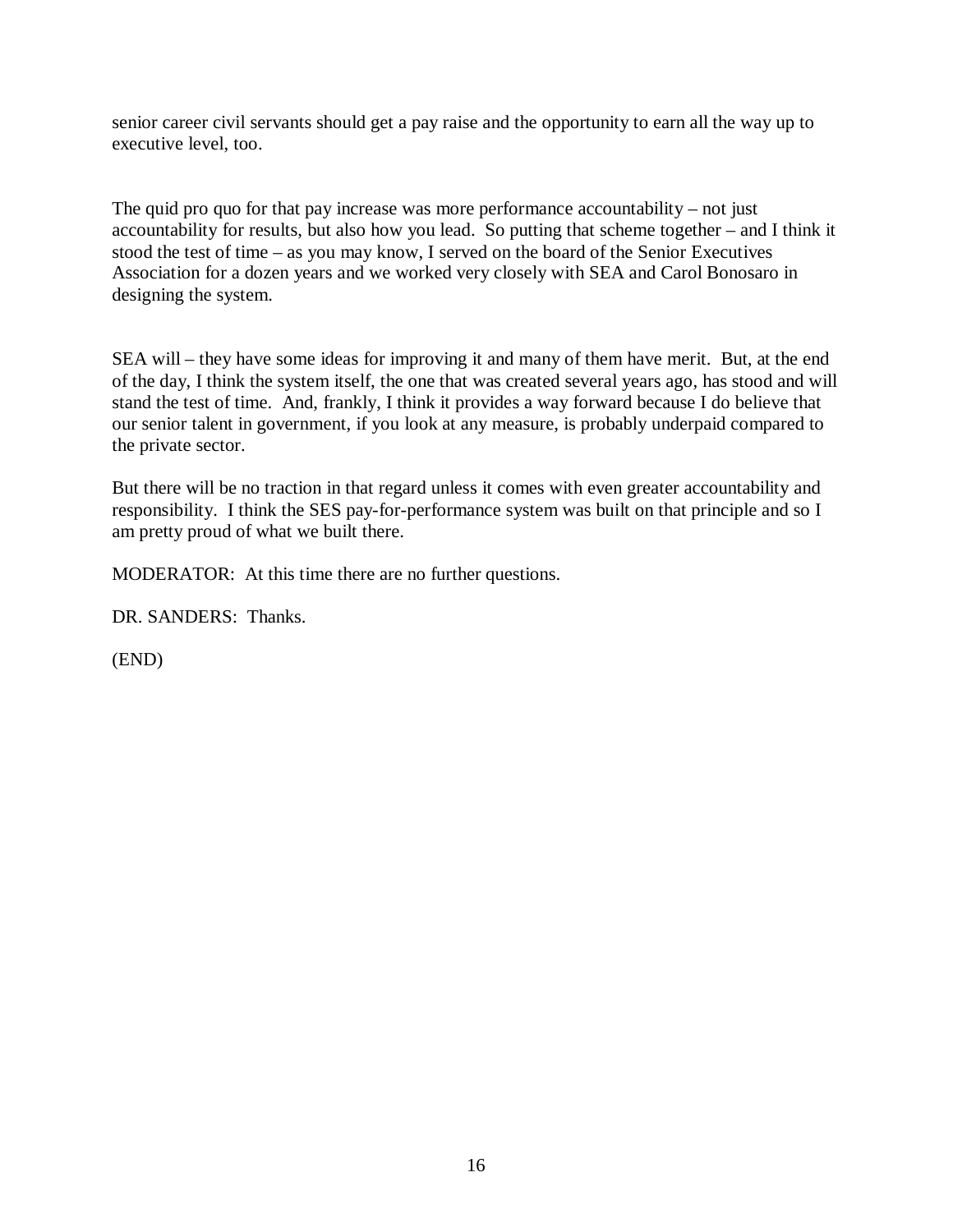senior career civil servants should get a pay raise and the opportunity to earn all the way up to executive level, too.

The quid pro quo for that pay increase was more performance accountability – not just accountability for results, but also how you lead. So putting that scheme together – and I think it stood the test of time – as you may know, I served on the board of the Senior Executives Association for a dozen years and we worked very closely with SEA and Carol Bonosaro in designing the system.

SEA will – they have some ideas for improving it and many of them have merit. But, at the end of the day, I think the system itself, the one that was created several years ago, has stood and will stand the test of time. And, frankly, I think it provides a way forward because I do believe that our senior talent in government, if you look at any measure, is probably underpaid compared to the private sector.

But there will be no traction in that regard unless it comes with even greater accountability and responsibility. I think the SES pay-for-performance system was built on that principle and so I am pretty proud of what we built there.

MODERATOR: At this time there are no further questions.

DR. SANDERS: Thanks.

(END)